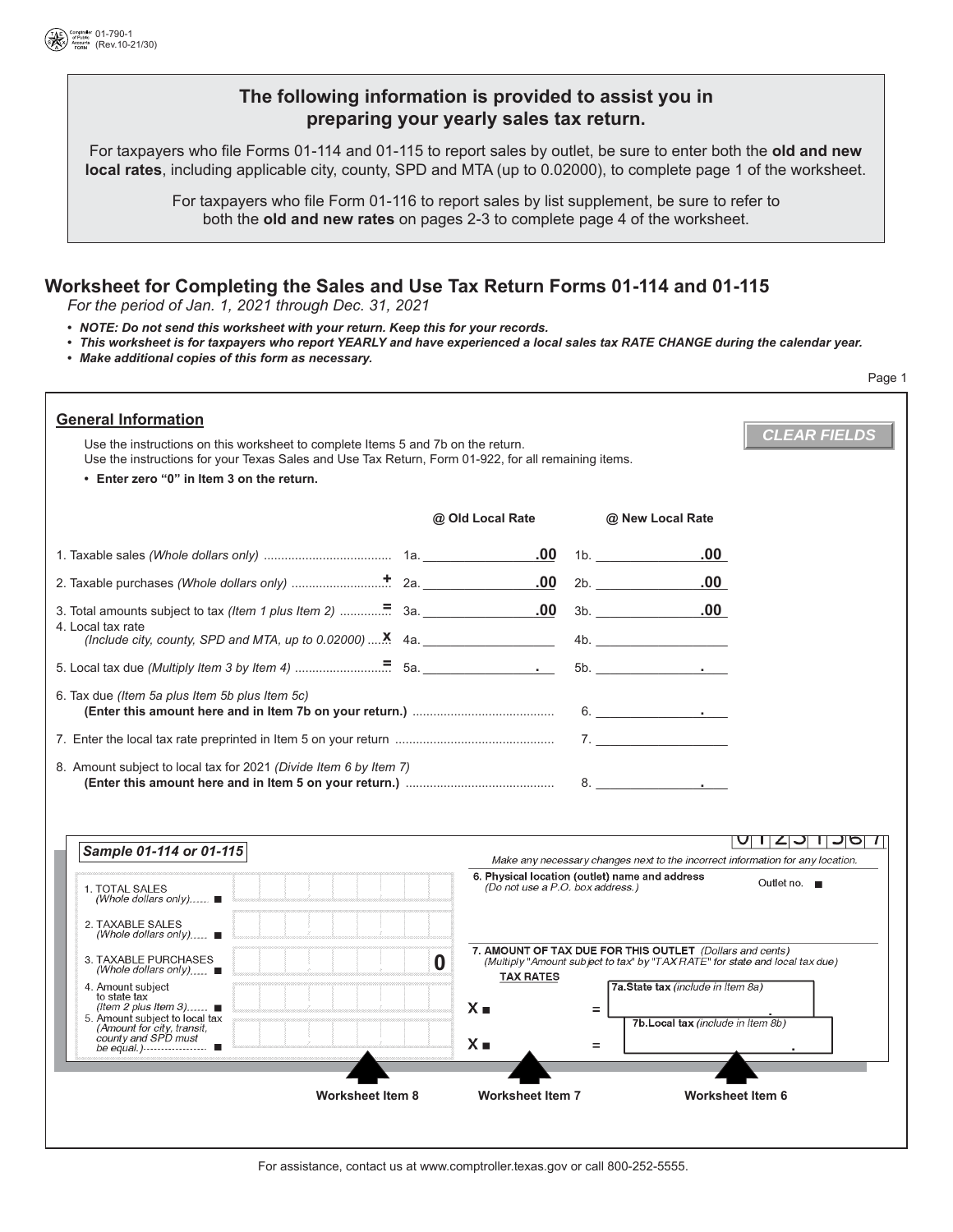01-790-1
(Rev.10-21/30)

## The following information is provided to assist you in preparing your yearly sales tax return.

For taxpayers who file Forms 01-114 and 01-115 to report sales by outlet, be sure to enter both the **old and new local rates**, including applicable city, county, SPD and MTA (up to 0.02000), to complete page 1 of the worksheet.

For taxpayers who file Form 01-116 to report sales by list supplement, be sure to refer to both the **old and new rates** on pages 2-3 to complete page 4 of the worksheet.

# Worksheet for Completing the Sales and Use Tax Return Forms 01-114 and 01-115

*For the period of Jan. 1, 2021 through Dec. 31, 2021*

- ***NOTE: Do not send this worksheet with your return. Keep this for your records.***
- ***This worksheet is for taxpayers who report YEARLY and have experienced a local sales tax RATE CHANGE during the calendar year.***
- ***Make additional copies of this form as necessary.***

Page 1

## General Information

CLEAR FIELDS

Use the instructions on this worksheet to complete Items 5 and 7b on the return.
Use the instructions for your Texas Sales and Use Tax Return, Form 01-922, for all remaining items.

- **Enter zero "0" in Item 3 on the return.**

| | | @ Old Local Rate | @ New Local Rate |
|---|---|---|---|
| 1. Taxable sales *(Whole dollars only)* | | 1a. .00 | 1b. .00 |
| 2. Taxable purchases *(Whole dollars only)* | + | 2a. .00 | 2b. .00 |
| 3. Total amounts subject to tax *(Item 1 plus Item 2)* | = | 3a. .00 | 3b. .00 |
| 4. Local tax rate *(Include city, county, SPD and MTA, up to 0.02000)* | x | 4a. | 4b. |
| 5. Local tax due *(Multiply Item 3 by Item 4)* | = | 5a. . | 5b. . |
| 6. Tax due *(Item 5a plus Item 5b plus Item 5c)* **(Enter this amount here and in Item 7b on your return.)** | | | 6. . |
| 7. Enter the local tax rate preprinted in Item 5 on your return | | | 7. |
| 8. Amount subject to local tax for 2021 *(Divide Item 6 by Item 7)* **(Enter this amount here and in Item 5 on your return.)** | | | 8. . |

***Sample 01-114 or 01-115***

01231567

*Make any necessary changes next to the incorrect information for any location.*

1. TOTAL SALES *(Whole dollars only)*
2. TAXABLE SALES *(Whole dollars only)*
3. TAXABLE PURCHASES *(Whole dollars only)* 0
4. Amount subject to state tax *(Item 2 plus Item 3)*
5. Amount subject to local tax *(Amount for city, transit, county and SPD must be equal.)*

6. Physical location (outlet) name and address *(Do not use a P.O. box address.)* Outlet no.

7. AMOUNT OF TAX DUE FOR THIS OUTLET *(Dollars and cents)* *(Multiply "Amount subject to tax" by "TAX RATE" for state and local tax due)*

TAX RATES

X = 7a. State tax *(include in Item 8a)*

X = 7b. Local tax *(include in Item 8b)*

Worksheet Item 8 | Worksheet Item 7 | Worksheet Item 6

For assistance, contact us at www.comptroller.texas.gov or call 800-252-5555.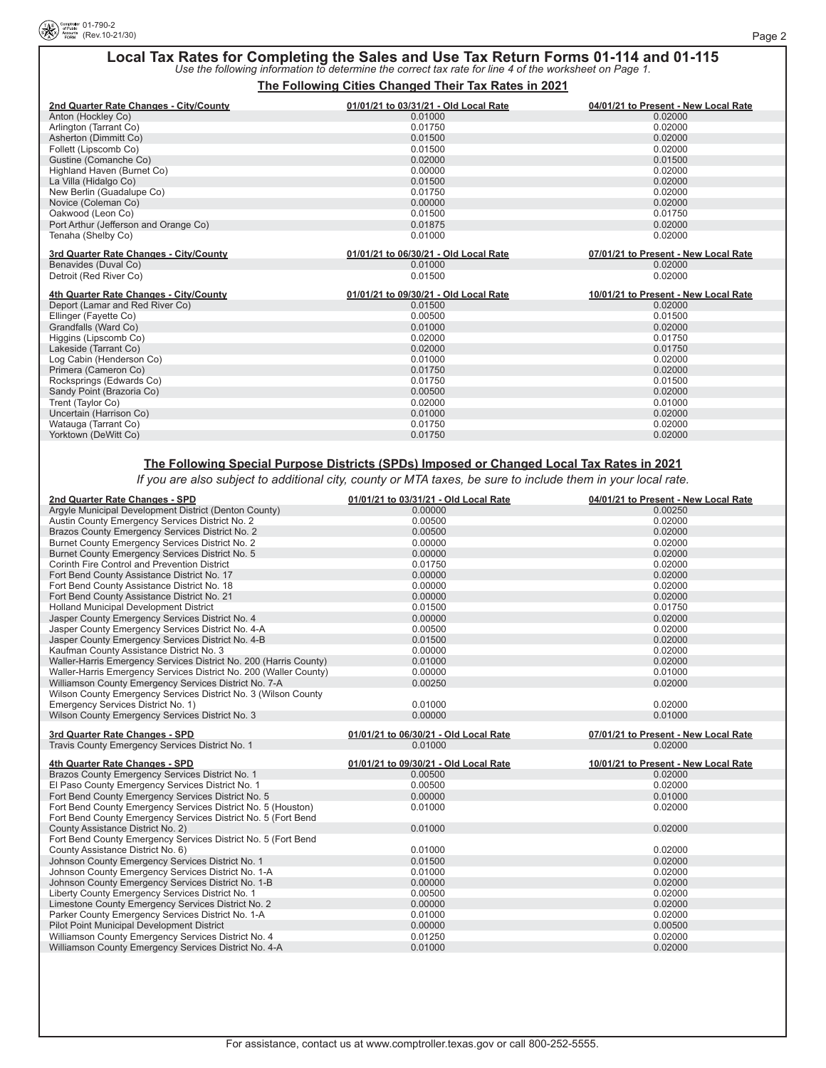# Local Tax Rates for Completing the Sales and Use Tax Return Forms 01-114 and 01-115

*Use the following information to determine the correct tax rate for line 4 of the worksheet on Page 1.*

## The Following Cities Changed Their Tax Rates in 2021

| 2nd Quarter Rate Changes - City/County | 01/01/21 to 03/31/21 - Old Local Rate | 04/01/21 to Present - New Local Rate |
|---|---|---|
| Anton (Hockley Co) | 0.01000 | 0.02000 |
| Arlington (Tarrant Co) | 0.01750 | 0.02000 |
| Asherton (Dimmitt Co) | 0.01500 | 0.02000 |
| Follett (Lipscomb Co) | 0.01500 | 0.02000 |
| Gustine (Comanche Co) | 0.02000 | 0.01500 |
| Highland Haven (Burnet Co) | 0.00000 | 0.02000 |
| La Villa (Hidalgo Co) | 0.01500 | 0.02000 |
| New Berlin (Guadalupe Co) | 0.01750 | 0.02000 |
| Novice (Coleman Co) | 0.00000 | 0.02000 |
| Oakwood (Leon Co) | 0.01500 | 0.01750 |
| Port Arthur (Jefferson and Orange Co) | 0.01875 | 0.02000 |
| Tenaha (Shelby Co) | 0.01000 | 0.02000 |

| 3rd Quarter Rate Changes - City/County | 01/01/21 to 06/30/21 - Old Local Rate | 07/01/21 to Present - New Local Rate |
|---|---|---|
| Benavides (Duval Co) | 0.01000 | 0.02000 |
| Detroit (Red River Co) | 0.01500 | 0.02000 |

| 4th Quarter Rate Changes - City/County | 01/01/21 to 09/30/21 - Old Local Rate | 10/01/21 to Present - New Local Rate |
|---|---|---|
| Deport (Lamar and Red River Co) | 0.01500 | 0.02000 |
| Ellinger (Fayette Co) | 0.00500 | 0.01500 |
| Grandfalls (Ward Co) | 0.01000 | 0.02000 |
| Higgins (Lipscomb Co) | 0.02000 | 0.01750 |
| Lakeside (Tarrant Co) | 0.02000 | 0.01750 |
| Log Cabin (Henderson Co) | 0.01000 | 0.02000 |
| Primera (Cameron Co) | 0.01750 | 0.02000 |
| Rocksprings (Edwards Co) | 0.01750 | 0.01500 |
| Sandy Point (Brazoria Co) | 0.00500 | 0.02000 |
| Trent (Taylor Co) | 0.02000 | 0.01000 |
| Uncertain (Harrison Co) | 0.01000 | 0.02000 |
| Watauga (Tarrant Co) | 0.01750 | 0.02000 |
| Yorktown (DeWitt Co) | 0.01750 | 0.02000 |

## The Following Special Purpose Districts (SPDs) Imposed or Changed Local Tax Rates in 2021

*If you are also subject to additional city, county or MTA taxes, be sure to include them in your local rate.*

| 2nd Quarter Rate Changes - SPD | 01/01/21 to 03/31/21 - Old Local Rate | 04/01/21 to Present - New Local Rate |
|---|---|---|
| Argyle Municipal Development District (Denton County) | 0.00000 | 0.00250 |
| Austin County Emergency Services District No. 2 | 0.00500 | 0.02000 |
| Brazos County Emergency Services District No. 2 | 0.00500 | 0.02000 |
| Burnet County Emergency Services District No. 2 | 0.00000 | 0.02000 |
| Burnet County Emergency Services District No. 5 | 0.00000 | 0.02000 |
| Corinth Fire Control and Prevention District | 0.01750 | 0.02000 |
| Fort Bend County Assistance District No. 17 | 0.00000 | 0.02000 |
| Fort Bend County Assistance District No. 18 | 0.00000 | 0.02000 |
| Fort Bend County Assistance District No. 21 | 0.00000 | 0.02000 |
| Holland Municipal Development District | 0.01500 | 0.01750 |
| Jasper County Emergency Services District No. 4 | 0.00000 | 0.02000 |
| Jasper County Emergency Services District No. 4-A | 0.00500 | 0.02000 |
| Jasper County Emergency Services District No. 4-B | 0.01500 | 0.02000 |
| Kaufman County Assistance District No. 3 | 0.00000 | 0.02000 |
| Waller-Harris Emergency Services District No. 200 (Harris County) | 0.01000 | 0.02000 |
| Waller-Harris Emergency Services District No. 200 (Waller County) | 0.00000 | 0.01000 |
| Williamson County Emergency Services District No. 7-A | 0.00250 | 0.02000 |
| Wilson County Emergency Services District No. 3 (Wilson County Emergency Services District No. 1) | 0.01000 | 0.02000 |
| Wilson County Emergency Services District No. 3 | 0.00000 | 0.01000 |

| 3rd Quarter Rate Changes - SPD | 01/01/21 to 06/30/21 - Old Local Rate | 07/01/21 to Present - New Local Rate |
|---|---|---|
| Travis County Emergency Services District No. 1 | 0.01000 | 0.02000 |

| 4th Quarter Rate Changes - SPD | 01/01/21 to 09/30/21 - Old Local Rate | 10/01/21 to Present - New Local Rate |
|---|---|---|
| Brazos County Emergency Services District No. 1 | 0.00500 | 0.02000 |
| El Paso County Emergency Services District No. 1 | 0.00500 | 0.02000 |
| Fort Bend County Emergency Services District No. 5 | 0.00000 | 0.01000 |
| Fort Bend County Emergency Services District No. 5 (Houston) | 0.01000 | 0.02000 |
| Fort Bend County Emergency Services District No. 5 (Fort Bend County Assistance District No. 2) | 0.01000 | 0.02000 |
| Fort Bend County Emergency Services District No. 5 (Fort Bend County Assistance District No. 6) | 0.01000 | 0.02000 |
| Johnson County Emergency Services District No. 1 | 0.01500 | 0.02000 |
| Johnson County Emergency Services District No. 1-A | 0.01000 | 0.02000 |
| Johnson County Emergency Services District No. 1-B | 0.00000 | 0.02000 |
| Liberty County Emergency Services District No. 1 | 0.00500 | 0.02000 |
| Limestone County Emergency Services District No. 2 | 0.00000 | 0.02000 |
| Parker County Emergency Services District No. 1-A | 0.01000 | 0.02000 |
| Pilot Point Municipal Development District | 0.00000 | 0.00500 |
| Williamson County Emergency Services District No. 4 | 0.01250 | 0.02000 |
| Williamson County Emergency Services District No. 4-A | 0.01000 | 0.02000 |

For assistance, contact us at www.comptroller.texas.gov or call 800-252-5555.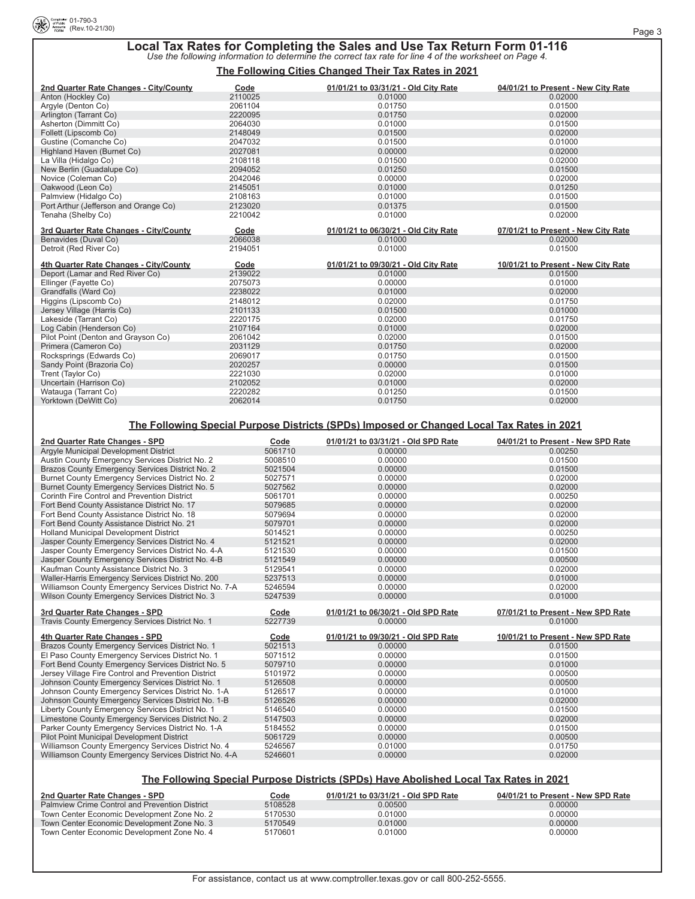## Local Tax Rates for Completing the Sales and Use Tax Return Form 01-116

*Use the following information to determine the correct tax rate for line 4 of the worksheet on Page 4.*

### The Following Cities Changed Their Tax Rates in 2021

| 2nd Quarter Rate Changes - City/County | Code | 01/01/21 to 03/31/21 - Old City Rate | 04/01/21 to Present - New City Rate |
|---|---|---|---|
| Anton (Hockley Co) | 2110025 | 0.01000 | 0.02000 |
| Argyle (Denton Co) | 2061104 | 0.01750 | 0.01500 |
| Arlington (Tarrant Co) | 2220095 | 0.01750 | 0.02000 |
| Asherton (Dimmitt Co) | 2064030 | 0.01000 | 0.01500 |
| Follett (Lipscomb Co) | 2148049 | 0.01500 | 0.02000 |
| Gustine (Comanche Co) | 2047032 | 0.01500 | 0.01000 |
| Highland Haven (Burnet Co) | 2027081 | 0.00000 | 0.02000 |
| La Villa (Hidalgo Co) | 2108118 | 0.01500 | 0.02000 |
| New Berlin (Guadalupe Co) | 2094052 | 0.01250 | 0.01500 |
| Novice (Coleman Co) | 2042046 | 0.00000 | 0.02000 |
| Oakwood (Leon Co) | 2145051 | 0.01000 | 0.01250 |
| Palmview (Hidalgo Co) | 2108163 | 0.01000 | 0.01500 |
| Port Arthur (Jefferson and Orange Co) | 2123020 | 0.01375 | 0.01500 |
| Tenaha (Shelby Co) | 2210042 | 0.01000 | 0.02000 |

| 3rd Quarter Rate Changes - City/County | Code | 01/01/21 to 06/30/21 - Old City Rate | 07/01/21 to Present - New City Rate |
|---|---|---|---|
| Benavides (Duval Co) | 2066038 | 0.01000 | 0.02000 |
| Detroit (Red River Co) | 2194051 | 0.01000 | 0.01500 |

| 4th Quarter Rate Changes - City/County | Code | 01/01/21 to 09/30/21 - Old City Rate | 10/01/21 to Present - New City Rate |
|---|---|---|---|
| Deport (Lamar and Red River Co) | 2139022 | 0.01000 | 0.01500 |
| Ellinger (Fayette Co) | 2075073 | 0.00000 | 0.01000 |
| Grandfalls (Ward Co) | 2238022 | 0.01000 | 0.02000 |
| Higgins (Lipscomb Co) | 2148012 | 0.02000 | 0.01750 |
| Jersey Village (Harris Co) | 2101133 | 0.01500 | 0.01000 |
| Lakeside (Tarrant Co) | 2220175 | 0.02000 | 0.01750 |
| Log Cabin (Henderson Co) | 2107164 | 0.01000 | 0.02000 |
| Pilot Point (Denton and Grayson Co) | 2061042 | 0.02000 | 0.01500 |
| Primera (Cameron Co) | 2031129 | 0.01750 | 0.02000 |
| Rocksprings (Edwards Co) | 2069017 | 0.01750 | 0.01500 |
| Sandy Point (Brazoria Co) | 2020257 | 0.00000 | 0.01500 |
| Trent (Taylor Co) | 2221030 | 0.02000 | 0.01000 |
| Uncertain (Harrison Co) | 2102052 | 0.01000 | 0.02000 |
| Watauga (Tarrant Co) | 2220282 | 0.01250 | 0.01500 |
| Yorktown (DeWitt Co) | 2062014 | 0.01750 | 0.02000 |

### The Following Special Purpose Districts (SPDs) Imposed or Changed Local Tax Rates in 2021

| 2nd Quarter Rate Changes - SPD | Code | 01/01/21 to 03/31/21 - Old SPD Rate | 04/01/21 to Present - New SPD Rate |
|---|---|---|---|
| Argyle Municipal Development District | 5061710 | 0.00000 | 0.00250 |
| Austin County Emergency Services District No. 2 | 5008510 | 0.00000 | 0.01500 |
| Brazos County Emergency Services District No. 2 | 5021504 | 0.00000 | 0.01500 |
| Burnet County Emergency Services District No. 2 | 5027571 | 0.00000 | 0.02000 |
| Burnet County Emergency Services District No. 5 | 5027562 | 0.00000 | 0.02000 |
| Corinth Fire Control and Prevention District | 5061701 | 0.00000 | 0.00250 |
| Fort Bend County Assistance District No. 17 | 5079685 | 0.00000 | 0.02000 |
| Fort Bend County Assistance District No. 18 | 5079694 | 0.00000 | 0.02000 |
| Fort Bend County Assistance District No. 21 | 5079701 | 0.00000 | 0.02000 |
| Holland Municipal Development District | 5014521 | 0.00000 | 0.00250 |
| Jasper County Emergency Services District No. 4 | 5121521 | 0.00000 | 0.02000 |
| Jasper County Emergency Services District No. 4-A | 5121530 | 0.00000 | 0.01500 |
| Jasper County Emergency Services District No. 4-B | 5121549 | 0.00000 | 0.00500 |
| Kaufman County Assistance District No. 3 | 5129541 | 0.00000 | 0.02000 |
| Waller-Harris Emergency Services District No. 200 | 5237513 | 0.00000 | 0.01000 |
| Williamson County Emergency Services District No. 7-A | 5246594 | 0.00000 | 0.02000 |
| Wilson County Emergency Services District No. 3 | 5247539 | 0.00000 | 0.01000 |

| 3rd Quarter Rate Changes - SPD | Code | 01/01/21 to 06/30/21 - Old SPD Rate | 07/01/21 to Present - New SPD Rate |
|---|---|---|---|
| Travis County Emergency Services District No. 1 | 5227739 | 0.00000 | 0.01000 |

| 4th Quarter Rate Changes - SPD | Code | 01/01/21 to 09/30/21 - Old SPD Rate | 10/01/21 to Present - New SPD Rate |
|---|---|---|---|
| Brazos County Emergency Services District No. 1 | 5021513 | 0.00000 | 0.01500 |
| El Paso County Emergency Services District No. 1 | 5071512 | 0.00000 | 0.01500 |
| Fort Bend County Emergency Services District No. 5 | 5079710 | 0.00000 | 0.01000 |
| Jersey Village Fire Control and Prevention District | 5101972 | 0.00000 | 0.00500 |
| Johnson County Emergency Services District No. 1 | 5126508 | 0.00000 | 0.00500 |
| Johnson County Emergency Services District No. 1-A | 5126517 | 0.00000 | 0.01000 |
| Johnson County Emergency Services District No. 1-B | 5126526 | 0.00000 | 0.02000 |
| Liberty County Emergency Services District No. 1 | 5146540 | 0.00000 | 0.01500 |
| Limestone County Emergency Services District No. 2 | 5147503 | 0.00000 | 0.02000 |
| Parker County Emergency Services District No. 1-A | 5184552 | 0.00000 | 0.01500 |
| Pilot Point Municipal Development District | 5061729 | 0.00000 | 0.00500 |
| Williamson County Emergency Services District No. 4 | 5246567 | 0.01000 | 0.01750 |
| Williamson County Emergency Services District No. 4-A | 5246601 | 0.00000 | 0.02000 |

### The Following Special Purpose Districts (SPDs) Have Abolished Local Tax Rates in 2021

| 2nd Quarter Rate Changes - SPD | Code | 01/01/21 to 03/31/21 - Old SPD Rate | 04/01/21 to Present - New SPD Rate |
|---|---|---|---|
| Palmview Crime Control and Prevention District | 5108528 | 0.00500 | 0.00000 |
| Town Center Economic Development Zone No. 2 | 5170530 | 0.01000 | 0.00000 |
| Town Center Economic Development Zone No. 3 | 5170549 | 0.01000 | 0.00000 |
| Town Center Economic Development Zone No. 4 | 5170601 | 0.01000 | 0.00000 |

For assistance, contact us at www.comptroller.texas.gov or call 800-252-5555.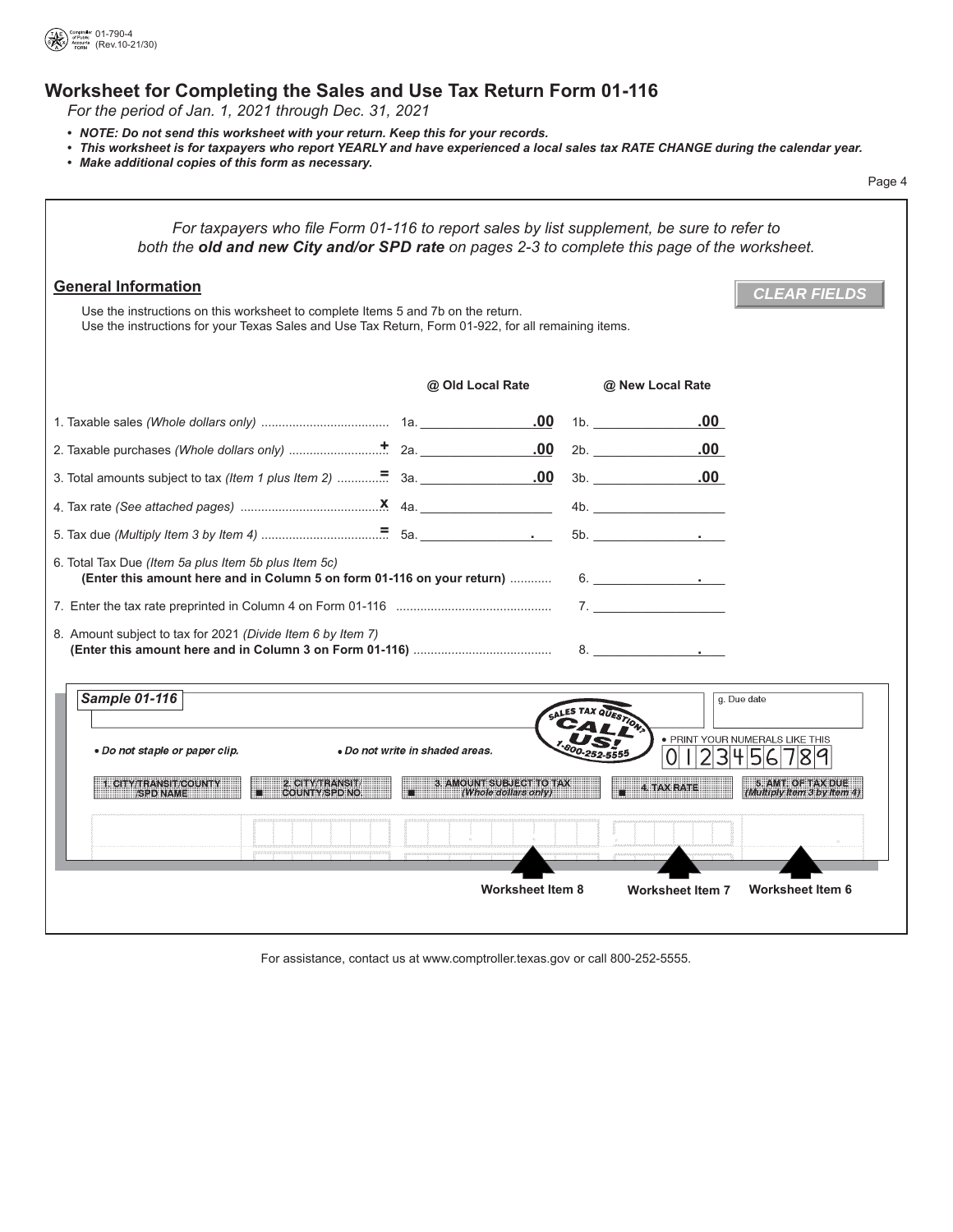01-790-4
(Rev.10-21/30)

# Worksheet for Completing the Sales and Use Tax Return Form 01-116

*For the period of Jan. 1, 2021 through Dec. 31, 2021*

- ***NOTE: Do not send this worksheet with your return. Keep this for your records.***
- ***This worksheet is for taxpayers who report YEARLY and have experienced a local sales tax RATE CHANGE during the calendar year.***
- ***Make additional copies of this form as necessary.***

*For taxpayers who file Form 01-116 to report sales by list supplement, be sure to refer to both the **old and new City and/or SPD rate** on pages 2-3 to complete this page of the worksheet.*

## General Information

CLEAR FIELDS

Use the instructions on this worksheet to complete Items 5 and 7b on the return.
Use the instructions for your Texas Sales and Use Tax Return, Form 01-922, for all remaining items.

| | @ Old Local Rate | @ New Local Rate |
|---|---|---|
| 1. Taxable sales *(Whole dollars only)* | 1a. ______ .00 | 1b. ______ .00 |
| 2. Taxable purchases *(Whole dollars only)* + | 2a. ______ .00 | 2b. ______ .00 |
| 3. Total amounts subject to tax *(Item 1 plus Item 2)* = | 3a. ______ .00 | 3b. ______ .00 |
| 4. Tax rate *(See attached pages)* x | 4a. ______ | 4b. ______ |
| 5. Tax due *(Multiply Item 3 by Item 4)* = | 5a. ______ . ___ | 5b. ______ . ___ |
| 6. Total Tax Due *(Item 5a plus Item 5b plus Item 5c)* **(Enter this amount here and in Column 5 on form 01-116 on your return)** | | 6. ______ . ___ |
| 7. Enter the tax rate preprinted in Column 4 on Form 01-116 | | 7. ______ |
| 8. Amount subject to tax for 2021 *(Divide Item 6 by Item 7)* **(Enter this amount here and in Column 3 on Form 01-116)** | | 8. ______ . ___ |

***Sample 01-116***

g. Due date

SALES TAX QUESTION? CALL US! 1-800-252-5555

- PRINT YOUR NUMERALS LIKE THIS 0 1 2 3 4 5 6 7 8 9
- *Do not staple or paper clip.*
- *Do not write in shaded areas.*

| 1. CITY/TRANSIT/COUNTY /SPD NAME | 2. CITY/TRANSIT/ COUNTY/SPD NO. | 3. AMOUNT SUBJECT TO TAX *(Whole dollars only)* | 4. TAX RATE | 5. AMT. OF TAX DUE *(Multiply Item 3 by Item 4)* |
|---|---|---|---|---|
| | | Worksheet Item 8 | Worksheet Item 7 | Worksheet Item 6 |

For assistance, contact us at www.comptroller.texas.gov or call 800-252-5555.